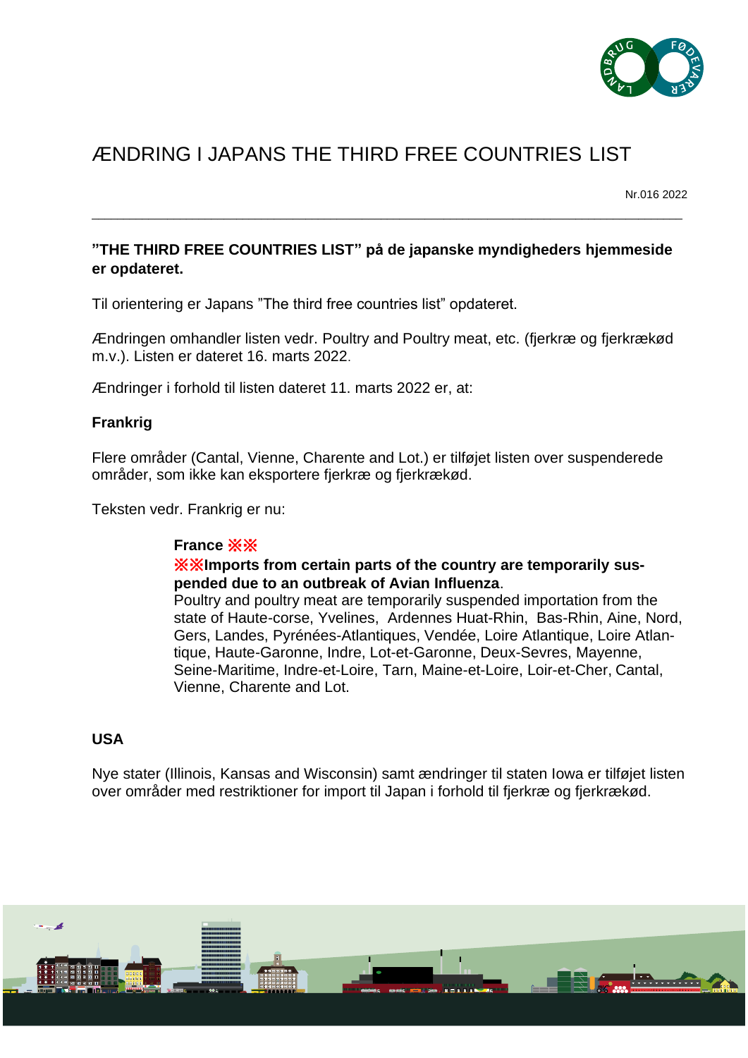# ÆNDRING I JAPANS THE THIRD FREE COUNTRIES LIST

Nr.016 2022

---

**"THE THIRD FREE COUNTRIES LIST" på de japanske myndigheders hjemmeside er opdateret.**

Til orientering er Japans "The third free countries list" opdateret.

Ændringen omhandler listen vedr. Poultry and Poultry meat, etc. (fjerkræ og fjerkrækød m.v.). Listen er dateret 16. marts 2022.

Ændringer i forhold til listen dateret 11. marts 2022 er, at:

**Frankrig**

Flere områder (Cantal, Vienne, Charente and Lot.) er tilføjet listen over suspenderede områder, som ikke kan eksportere fjerkræ og fjerkrækød.

Teksten vedr. Frankrig er nu:

> **France ※※**
> **※※Imports from certain parts of the country are temporarily suspended due to an outbreak of Avian Influenza**.
> Poultry and poultry meat are temporarily suspended importation from the state of Haute-corse, Yvelines, Ardennes Huat-Rhin, Bas-Rhin, Aine, Nord, Gers, Landes, Pyrénées-Atlantiques, Vendée, Loire Atlantique, Loire Atlantique, Haute-Garonne, Indre, Lot-et-Garonne, Deux-Sevres, Mayenne, Seine-Maritime, Indre-et-Loire, Tarn, Maine-et-Loire, Loir-et-Cher, Cantal, Vienne, Charente and Lot.

**USA**

Nye stater (Illinois, Kansas and Wisconsin) samt ændringer til staten Iowa er tilføjet listen over områder med restriktioner for import til Japan i forhold til fjerkræ og fjerkrækød.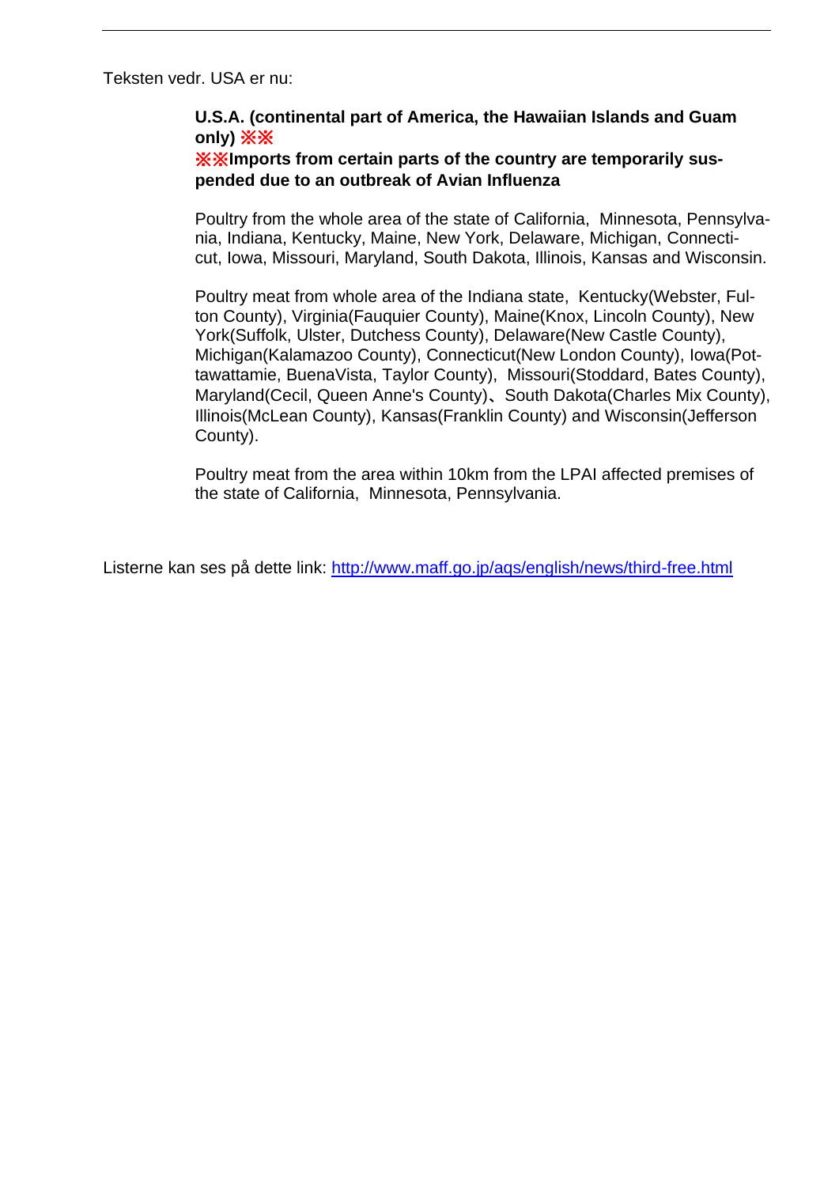Teksten vedr. USA er nu:

**U.S.A. (continental part of America, the Hawaiian Islands and Guam only) ※※**
**※※Imports from certain parts of the country are temporarily suspended due to an outbreak of Avian Influenza**

Poultry from the whole area of the state of California, Minnesota, Pennsylvania, Indiana, Kentucky, Maine, New York, Delaware, Michigan, Connecticut, Iowa, Missouri, Maryland, South Dakota, Illinois, Kansas and Wisconsin.

Poultry meat from whole area of the Indiana state, Kentucky(Webster, Fulton County), Virginia(Fauquier County), Maine(Knox, Lincoln County), New York(Suffolk, Ulster, Dutchess County), Delaware(New Castle County), Michigan(Kalamazoo County), Connecticut(New London County), Iowa(Pottawattamie, BuenaVista, Taylor County), Missouri(Stoddard, Bates County), Maryland(Cecil, Queen Anne's County)、South Dakota(Charles Mix County), Illinois(McLean County), Kansas(Franklin County) and Wisconsin(Jefferson County).

Poultry meat from the area within 10km from the LPAI affected premises of the state of California, Minnesota, Pennsylvania.

Listerne kan ses på dette link: http://www.maff.go.jp/aqs/english/news/third-free.html